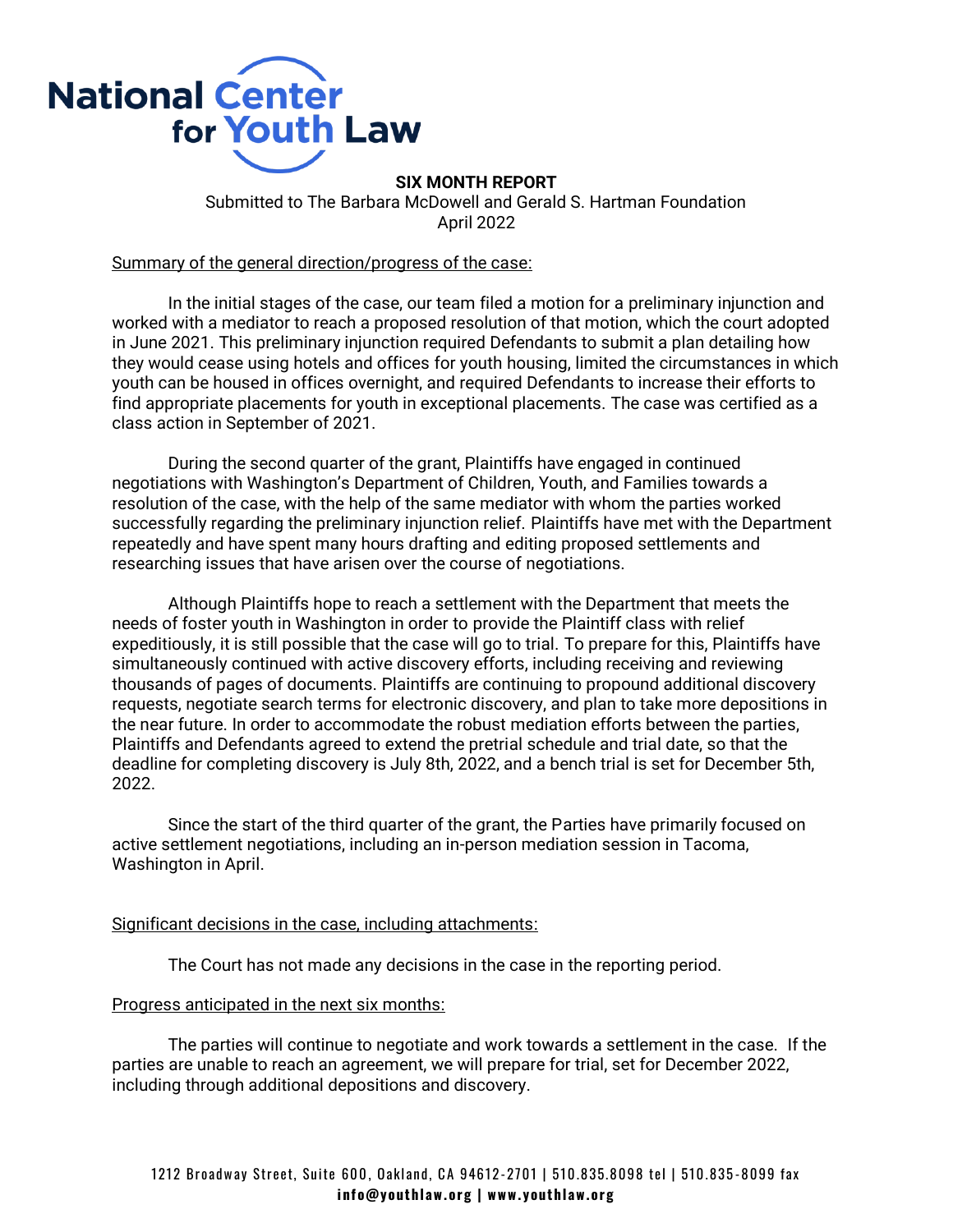**National Center for Youth Law**

**SIX MONTH REPORT**

Submitted to The Barbara McDowell and Gerald S. Hartman Foundation
April 2022

Summary of the general direction/progress of the case:

In the initial stages of the case, our team filed a motion for a preliminary injunction and worked with a mediator to reach a proposed resolution of that motion, which the court adopted in June 2021. This preliminary injunction required Defendants to submit a plan detailing how they would cease using hotels and offices for youth housing, limited the circumstances in which youth can be housed in offices overnight, and required Defendants to increase their efforts to find appropriate placements for youth in exceptional placements. The case was certified as a class action in September of 2021.

During the second quarter of the grant, Plaintiffs have engaged in continued negotiations with Washington's Department of Children, Youth, and Families towards a resolution of the case, with the help of the same mediator with whom the parties worked successfully regarding the preliminary injunction relief. Plaintiffs have met with the Department repeatedly and have spent many hours drafting and editing proposed settlements and researching issues that have arisen over the course of negotiations.

Although Plaintiffs hope to reach a settlement with the Department that meets the needs of foster youth in Washington in order to provide the Plaintiff class with relief expeditiously, it is still possible that the case will go to trial. To prepare for this, Plaintiffs have simultaneously continued with active discovery efforts, including receiving and reviewing thousands of pages of documents. Plaintiffs are continuing to propound additional discovery requests, negotiate search terms for electronic discovery, and plan to take more depositions in the near future. In order to accommodate the robust mediation efforts between the parties, Plaintiffs and Defendants agreed to extend the pretrial schedule and trial date, so that the deadline for completing discovery is July 8th, 2022, and a bench trial is set for December 5th, 2022.

Since the start of the third quarter of the grant, the Parties have primarily focused on active settlement negotiations, including an in-person mediation session in Tacoma, Washington in April.

Significant decisions in the case, including attachments:

The Court has not made any decisions in the case in the reporting period.

Progress anticipated in the next six months:

The parties will continue to negotiate and work towards a settlement in the case. If the parties are unable to reach an agreement, we will prepare for trial, set for December 2022, including through additional depositions and discovery.

1212 Broadway Street, Suite 600, Oakland, CA 94612-2701 | 510.835.8098 tel | 510.835-8099 fax
**info@youthlaw.org | www.youthlaw.org**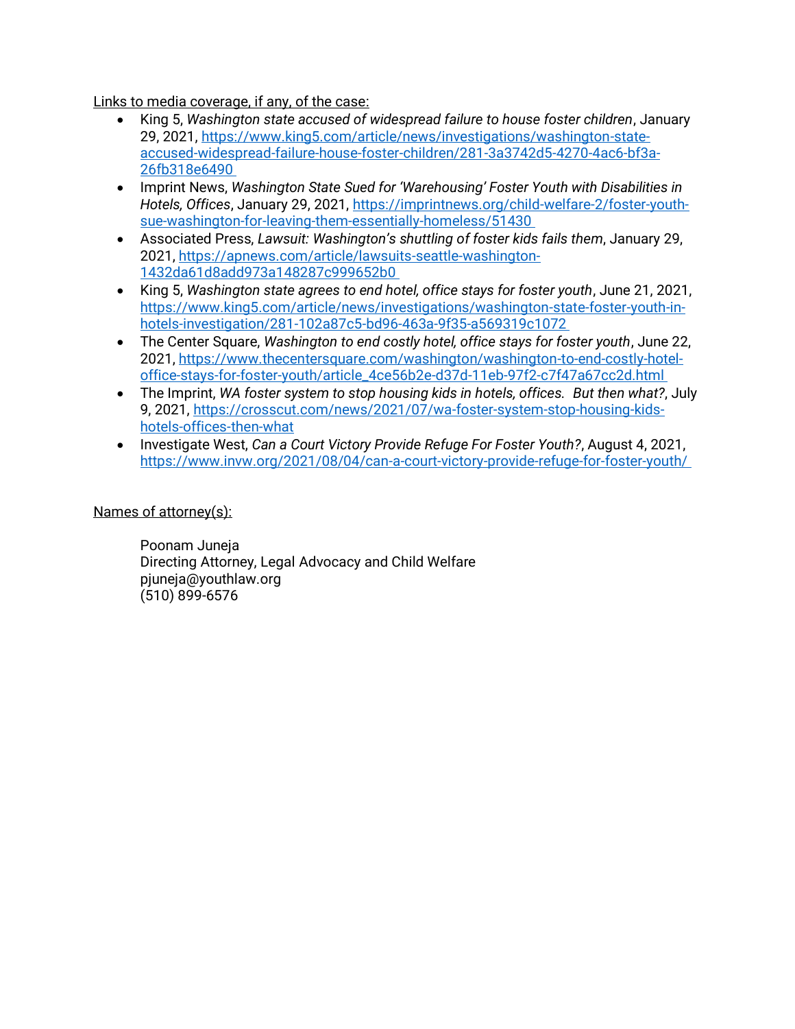Links to media coverage, if any, of the case:

- King 5, *Washington state accused of widespread failure to house foster children*, January 29, 2021, https://www.king5.com/article/news/investigations/washington-state-accused-widespread-failure-house-foster-children/281-3a3742d5-4270-4ac6-bf3a-26fb318e6490
- Imprint News, *Washington State Sued for 'Warehousing' Foster Youth with Disabilities in Hotels, Offices*, January 29, 2021, https://imprintnews.org/child-welfare-2/foster-youth-sue-washington-for-leaving-them-essentially-homeless/51430
- Associated Press, *Lawsuit: Washington's shuttling of foster kids fails them*, January 29, 2021, https://apnews.com/article/lawsuits-seattle-washington-1432da61d8add973a148287c999652b0
- King 5, *Washington state agrees to end hotel, office stays for foster youth*, June 21, 2021, https://www.king5.com/article/news/investigations/washington-state-foster-youth-in-hotels-investigation/281-102a87c5-bd96-463a-9f35-a569319c1072
- The Center Square, *Washington to end costly hotel, office stays for foster youth*, June 22, 2021, https://www.thecentersquare.com/washington/washington-to-end-costly-hotel-office-stays-for-foster-youth/article_4ce56b2e-d37d-11eb-97f2-c7f47a67cc2d.html
- The Imprint, *WA foster system to stop housing kids in hotels, offices. But then what?*, July 9, 2021, https://crosscut.com/news/2021/07/wa-foster-system-stop-housing-kids-hotels-offices-then-what
- Investigate West, *Can a Court Victory Provide Refuge For Foster Youth?*, August 4, 2021, https://www.invw.org/2021/08/04/can-a-court-victory-provide-refuge-for-foster-youth/

Names of attorney(s):

Poonam Juneja
Directing Attorney, Legal Advocacy and Child Welfare
pjuneja@youthlaw.org
(510) 899-6576